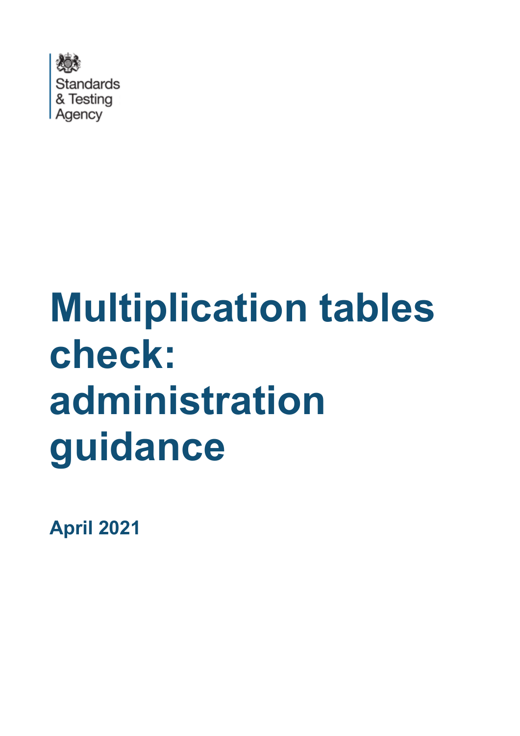Standards & Testing Agency

# Multiplication tables check: administration guidance

**April 2021**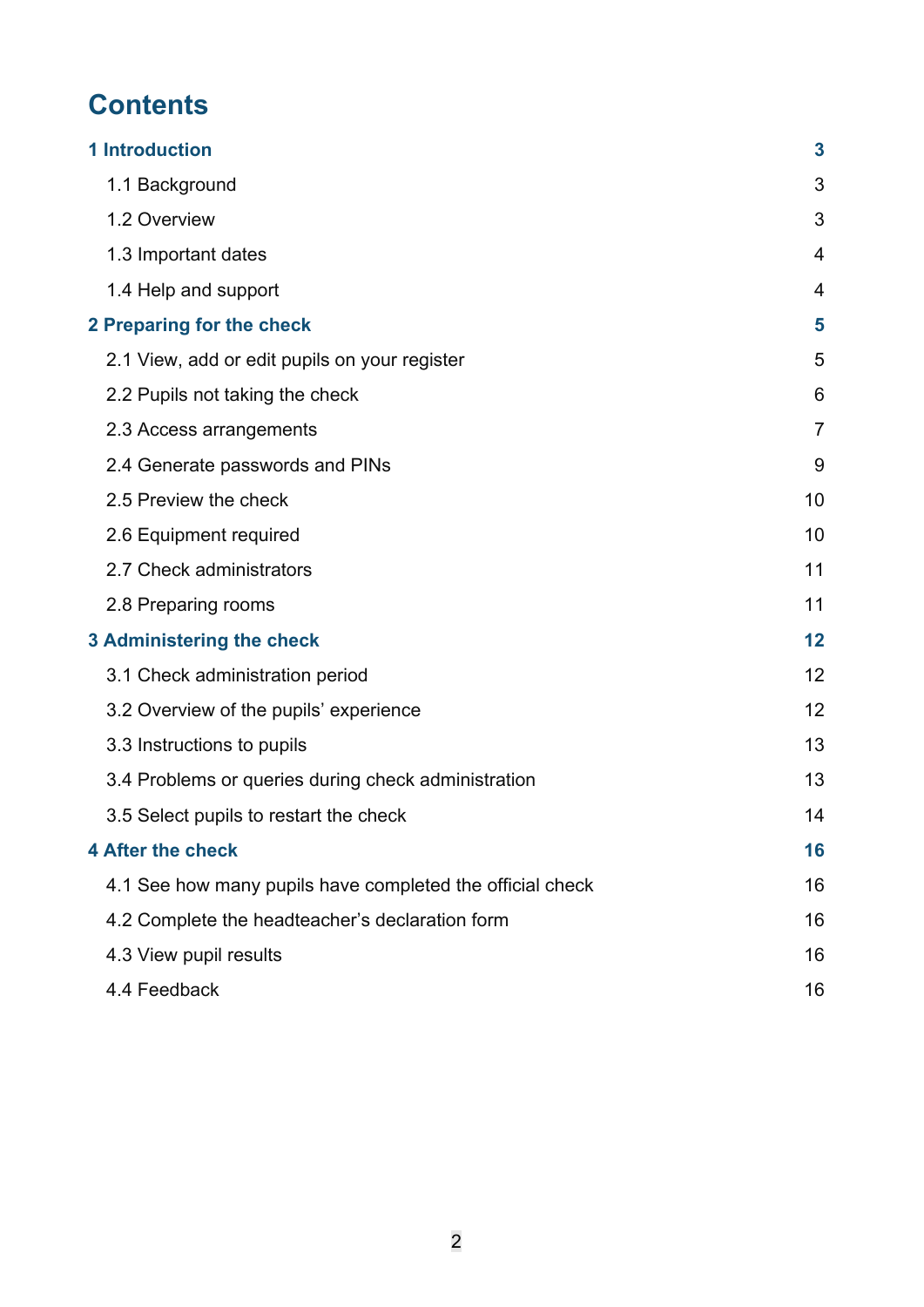# Contents

**1 Introduction** — 3

- 1.1 Background — 3
- 1.2 Overview — 3
- 1.3 Important dates — 4
- 1.4 Help and support — 4

**2 Preparing for the check** — 5

- 2.1 View, add or edit pupils on your register — 5
- 2.2 Pupils not taking the check — 6
- 2.3 Access arrangements — 7
- 2.4 Generate passwords and PINs — 9
- 2.5 Preview the check — 10
- 2.6 Equipment required — 10
- 2.7 Check administrators — 11
- 2.8 Preparing rooms — 11

**3 Administering the check** — 12

- 3.1 Check administration period — 12
- 3.2 Overview of the pupils' experience — 12
- 3.3 Instructions to pupils — 13
- 3.4 Problems or queries during check administration — 13
- 3.5 Select pupils to restart the check — 14

**4 After the check** — 16

- 4.1 See how many pupils have completed the official check — 16
- 4.2 Complete the headteacher's declaration form — 16
- 4.3 View pupil results — 16
- 4.4 Feedback — 16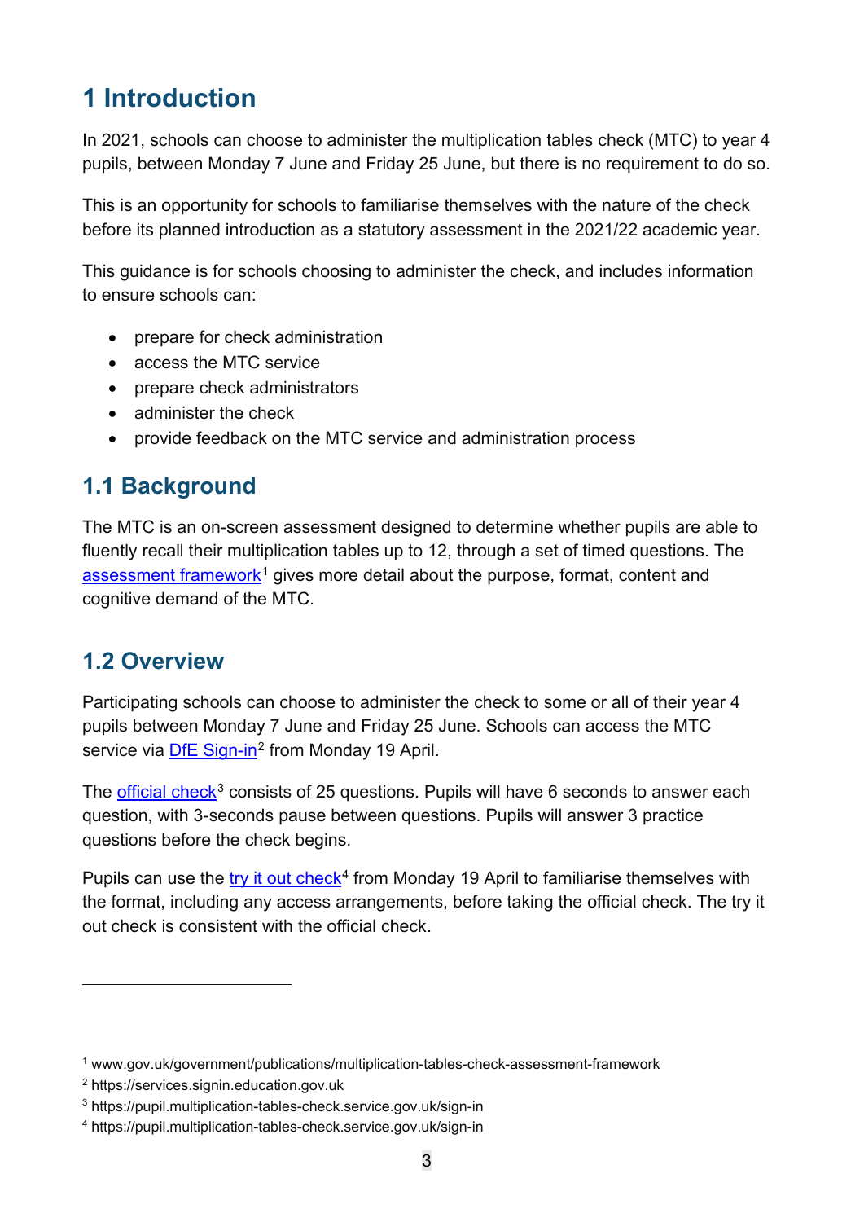# 1 Introduction

In 2021, schools can choose to administer the multiplication tables check (MTC) to year 4 pupils, between Monday 7 June and Friday 25 June, but there is no requirement to do so.

This is an opportunity for schools to familiarise themselves with the nature of the check before its planned introduction as a statutory assessment in the 2021/22 academic year.

This guidance is for schools choosing to administer the check, and includes information to ensure schools can:

- prepare for check administration
- access the MTC service
- prepare check administrators
- administer the check
- provide feedback on the MTC service and administration process

## 1.1 Background

The MTC is an on-screen assessment designed to determine whether pupils are able to fluently recall their multiplication tables up to 12, through a set of timed questions. The assessment framework[1] gives more detail about the purpose, format, content and cognitive demand of the MTC.

## 1.2 Overview

Participating schools can choose to administer the check to some or all of their year 4 pupils between Monday 7 June and Friday 25 June. Schools can access the MTC service via DfE Sign-in[2] from Monday 19 April.

The official check[3] consists of 25 questions. Pupils will have 6 seconds to answer each question, with 3-seconds pause between questions. Pupils will answer 3 practice questions before the check begins.

Pupils can use the try it out check[4] from Monday 19 April to familiarise themselves with the format, including any access arrangements, before taking the official check. The try it out check is consistent with the official check.

---

[1] www.gov.uk/government/publications/multiplication-tables-check-assessment-framework

[2] https://services.signin.education.gov.uk

[3] https://pupil.multiplication-tables-check.service.gov.uk/sign-in

[4] https://pupil.multiplication-tables-check.service.gov.uk/sign-in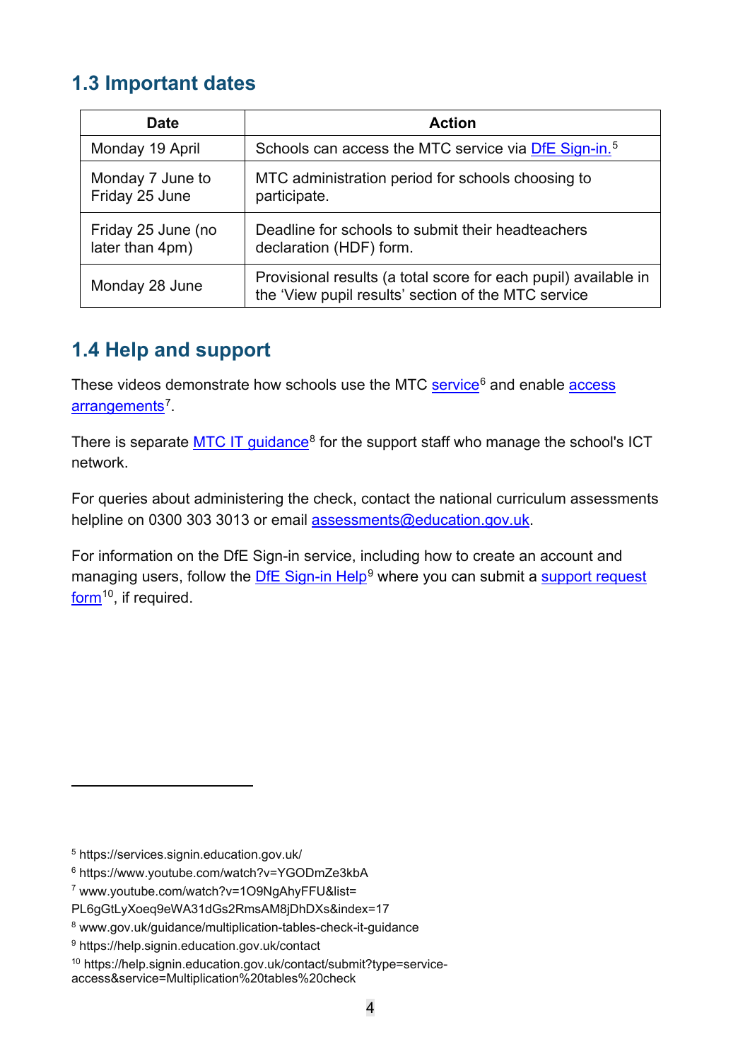## 1.3 Important dates

| Date | Action |
|---|---|
| Monday 19 April | Schools can access the MTC service via DfE Sign-in.[5] |
| Monday 7 June to Friday 25 June | MTC administration period for schools choosing to participate. |
| Friday 25 June (no later than 4pm) | Deadline for schools to submit their headteachers declaration (HDF) form. |
| Monday 28 June | Provisional results (a total score for each pupil) available in the 'View pupil results' section of the MTC service |

## 1.4 Help and support

These videos demonstrate how schools use the MTC service[6] and enable access arrangements[7].

There is separate MTC IT guidance[8] for the support staff who manage the school's ICT network.

For queries about administering the check, contact the national curriculum assessments helpline on 0300 303 3013 or email assessments@education.gov.uk.

For information on the DfE Sign-in service, including how to create an account and managing users, follow the DfE Sign-in Help[9] where you can submit a support request form[10], if required.

---

[5] https://services.signin.education.gov.uk/

[6] https://www.youtube.com/watch?v=YGODmZe3kbA

[7] www.youtube.com/watch?v=1O9NgAhyFFU&list=PL6gGtLyXoeq9eWA31dGs2RmsAM8jDhDXs&index=17

[8] www.gov.uk/guidance/multiplication-tables-check-it-guidance

[9] https://help.signin.education.gov.uk/contact

[10] https://help.signin.education.gov.uk/contact/submit?type=service-access&service=Multiplication%20tables%20check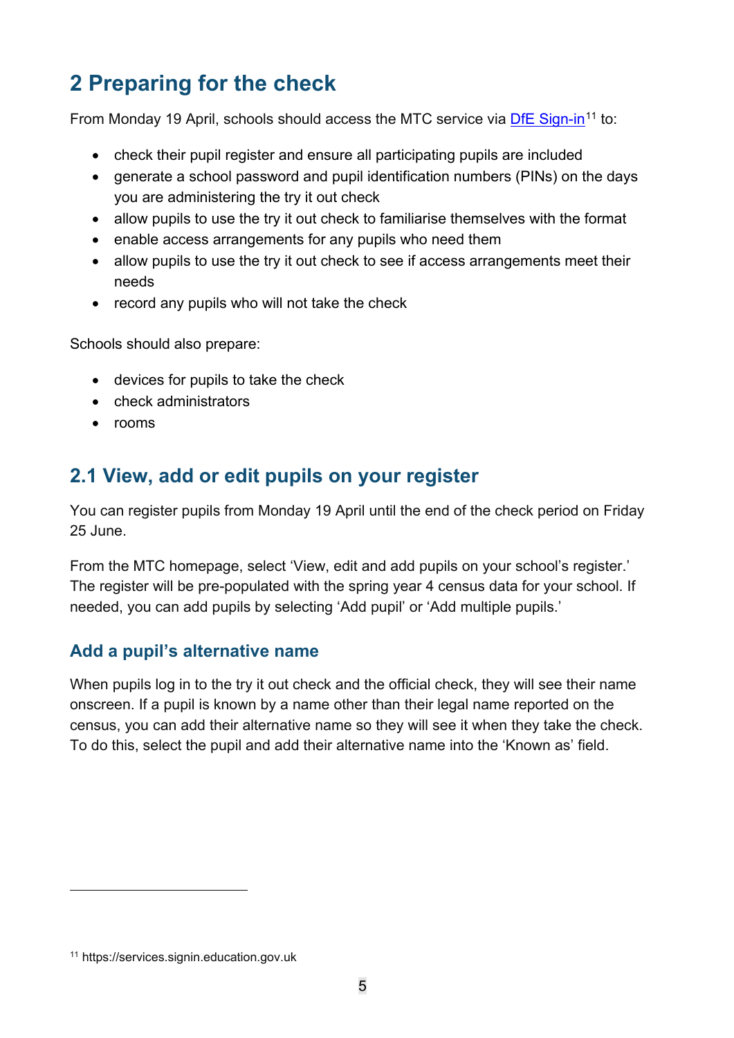## 2 Preparing for the check

From Monday 19 April, schools should access the MTC service via DfE Sign-in[11] to:

- check their pupil register and ensure all participating pupils are included
- generate a school password and pupil identification numbers (PINs) on the days you are administering the try it out check
- allow pupils to use the try it out check to familiarise themselves with the format
- enable access arrangements for any pupils who need them
- allow pupils to use the try it out check to see if access arrangements meet their needs
- record any pupils who will not take the check

Schools should also prepare:

- devices for pupils to take the check
- check administrators
- rooms

### 2.1 View, add or edit pupils on your register

You can register pupils from Monday 19 April until the end of the check period on Friday 25 June.

From the MTC homepage, select 'View, edit and add pupils on your school's register.' The register will be pre-populated with the spring year 4 census data for your school. If needed, you can add pupils by selecting 'Add pupil' or 'Add multiple pupils.'

#### Add a pupil's alternative name

When pupils log in to the try it out check and the official check, they will see their name onscreen. If a pupil is known by a name other than their legal name reported on the census, you can add their alternative name so they will see it when they take the check. To do this, select the pupil and add their alternative name into the 'Known as' field.

[11] https://services.signin.education.gov.uk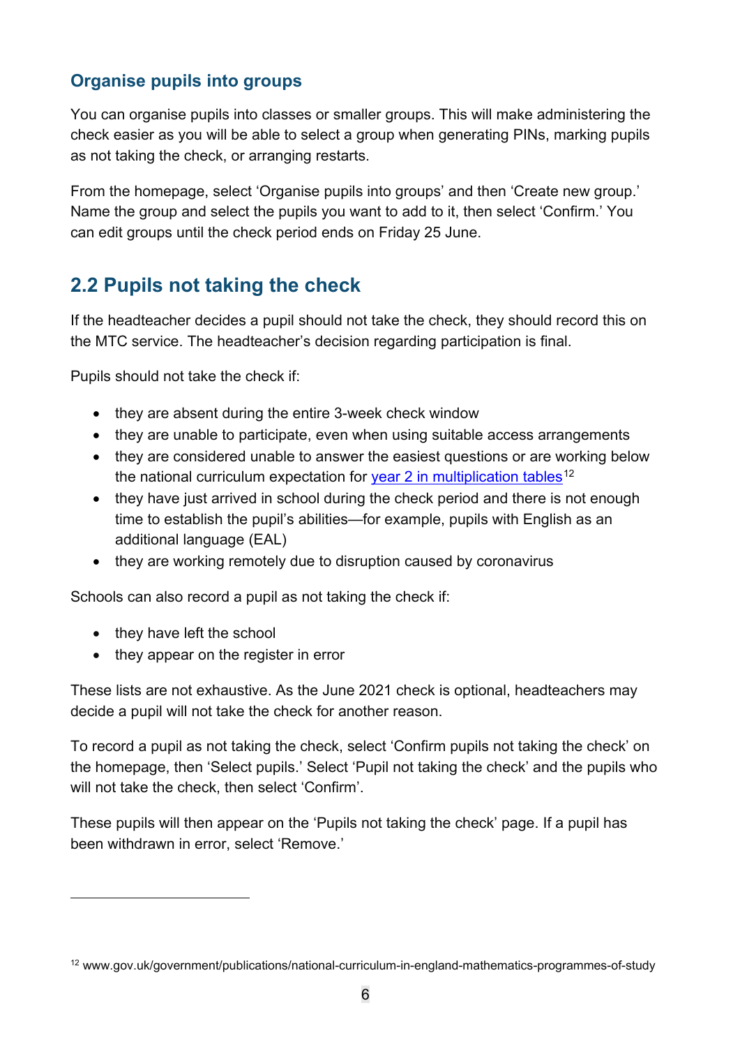### Organise pupils into groups

You can organise pupils into classes or smaller groups. This will make administering the check easier as you will be able to select a group when generating PINs, marking pupils as not taking the check, or arranging restarts.

From the homepage, select 'Organise pupils into groups' and then 'Create new group.' Name the group and select the pupils you want to add to it, then select 'Confirm.' You can edit groups until the check period ends on Friday 25 June.

## 2.2 Pupils not taking the check

If the headteacher decides a pupil should not take the check, they should record this on the MTC service. The headteacher's decision regarding participation is final.

Pupils should not take the check if:

- they are absent during the entire 3-week check window
- they are unable to participate, even when using suitable access arrangements
- they are considered unable to answer the easiest questions or are working below the national curriculum expectation for year 2 in multiplication tables[12]
- they have just arrived in school during the check period and there is not enough time to establish the pupil's abilities—for example, pupils with English as an additional language (EAL)
- they are working remotely due to disruption caused by coronavirus

Schools can also record a pupil as not taking the check if:

- they have left the school
- they appear on the register in error

These lists are not exhaustive. As the June 2021 check is optional, headteachers may decide a pupil will not take the check for another reason.

To record a pupil as not taking the check, select 'Confirm pupils not taking the check' on the homepage, then 'Select pupils.' Select 'Pupil not taking the check' and the pupils who will not take the check, then select 'Confirm'.

These pupils will then appear on the 'Pupils not taking the check' page. If a pupil has been withdrawn in error, select 'Remove.'

---

[12] www.gov.uk/government/publications/national-curriculum-in-england-mathematics-programmes-of-study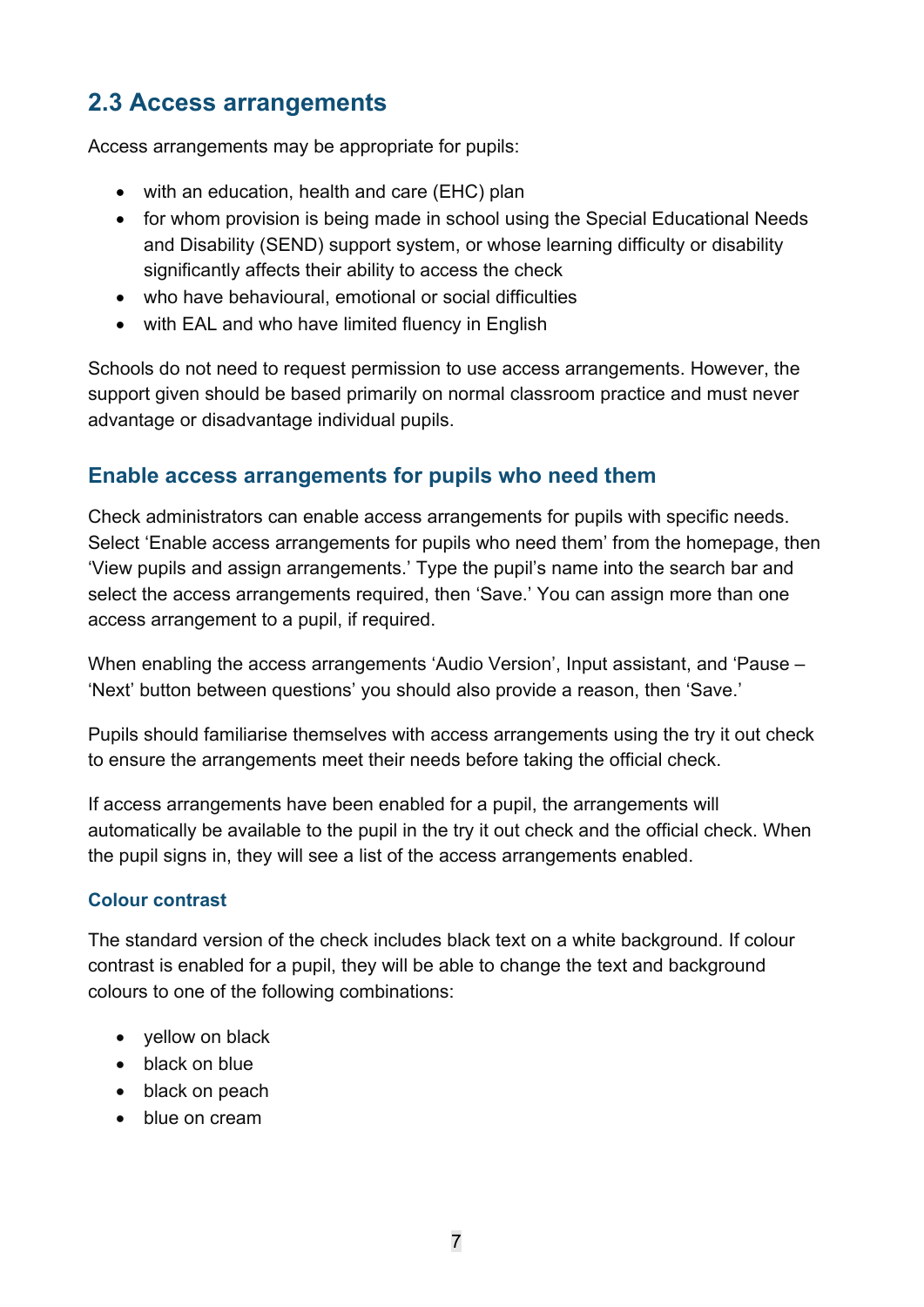## 2.3 Access arrangements

Access arrangements may be appropriate for pupils:

- with an education, health and care (EHC) plan
- for whom provision is being made in school using the Special Educational Needs and Disability (SEND) support system, or whose learning difficulty or disability significantly affects their ability to access the check
- who have behavioural, emotional or social difficulties
- with EAL and who have limited fluency in English

Schools do not need to request permission to use access arrangements. However, the support given should be based primarily on normal classroom practice and must never advantage or disadvantage individual pupils.

### Enable access arrangements for pupils who need them

Check administrators can enable access arrangements for pupils with specific needs. Select 'Enable access arrangements for pupils who need them' from the homepage, then 'View pupils and assign arrangements.' Type the pupil's name into the search bar and select the access arrangements required, then 'Save.' You can assign more than one access arrangement to a pupil, if required.

When enabling the access arrangements 'Audio Version', Input assistant, and 'Pause – 'Next' button between questions' you should also provide a reason, then 'Save.'

Pupils should familiarise themselves with access arrangements using the try it out check to ensure the arrangements meet their needs before taking the official check.

If access arrangements have been enabled for a pupil, the arrangements will automatically be available to the pupil in the try it out check and the official check. When the pupil signs in, they will see a list of the access arrangements enabled.

#### Colour contrast

The standard version of the check includes black text on a white background. If colour contrast is enabled for a pupil, they will be able to change the text and background colours to one of the following combinations:

- yellow on black
- black on blue
- black on peach
- blue on cream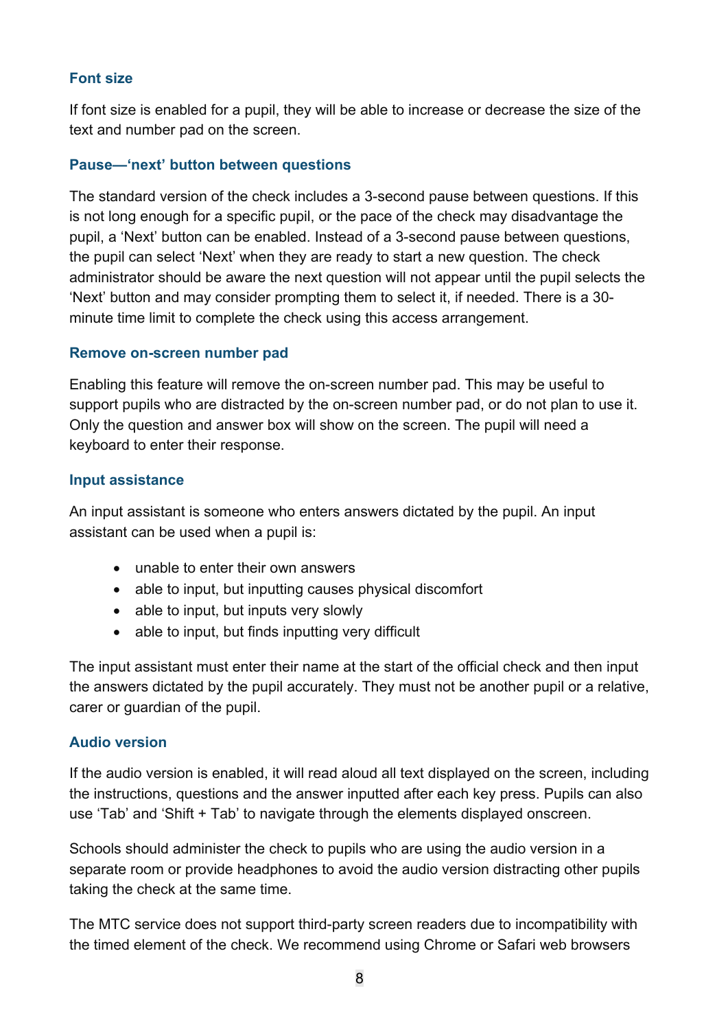### Font size

If font size is enabled for a pupil, they will be able to increase or decrease the size of the text and number pad on the screen.

### Pause—'next' button between questions

The standard version of the check includes a 3-second pause between questions. If this is not long enough for a specific pupil, or the pace of the check may disadvantage the pupil, a 'Next' button can be enabled. Instead of a 3-second pause between questions, the pupil can select 'Next' when they are ready to start a new question. The check administrator should be aware the next question will not appear until the pupil selects the 'Next' button and may consider prompting them to select it, if needed. There is a 30-minute time limit to complete the check using this access arrangement.

### Remove on-screen number pad

Enabling this feature will remove the on-screen number pad. This may be useful to support pupils who are distracted by the on-screen number pad, or do not plan to use it. Only the question and answer box will show on the screen. The pupil will need a keyboard to enter their response.

### Input assistance

An input assistant is someone who enters answers dictated by the pupil. An input assistant can be used when a pupil is:

- unable to enter their own answers
- able to input, but inputting causes physical discomfort
- able to input, but inputs very slowly
- able to input, but finds inputting very difficult

The input assistant must enter their name at the start of the official check and then input the answers dictated by the pupil accurately. They must not be another pupil or a relative, carer or guardian of the pupil.

### Audio version

If the audio version is enabled, it will read aloud all text displayed on the screen, including the instructions, questions and the answer inputted after each key press. Pupils can also use 'Tab' and 'Shift + Tab' to navigate through the elements displayed onscreen.

Schools should administer the check to pupils who are using the audio version in a separate room or provide headphones to avoid the audio version distracting other pupils taking the check at the same time.

The MTC service does not support third-party screen readers due to incompatibility with the timed element of the check. We recommend using Chrome or Safari web browsers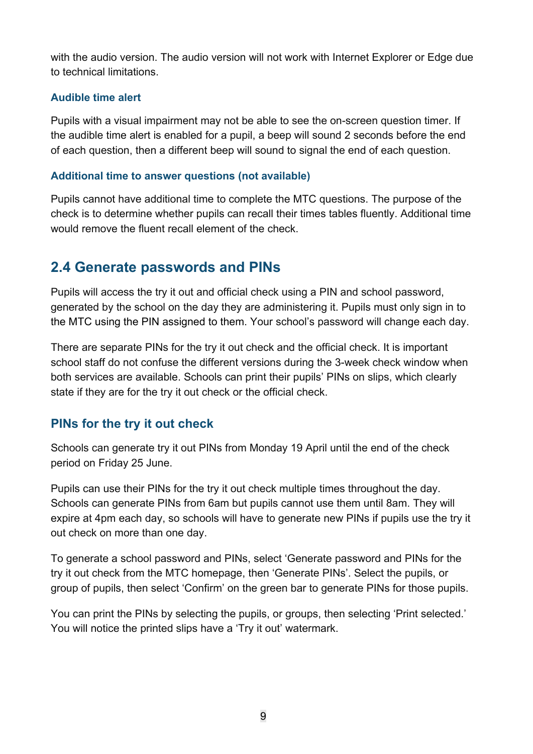with the audio version. The audio version will not work with Internet Explorer or Edge due to technical limitations.

### Audible time alert

Pupils with a visual impairment may not be able to see the on-screen question timer. If the audible time alert is enabled for a pupil, a beep will sound 2 seconds before the end of each question, then a different beep will sound to signal the end of each question.

### Additional time to answer questions (not available)

Pupils cannot have additional time to complete the MTC questions. The purpose of the check is to determine whether pupils can recall their times tables fluently. Additional time would remove the fluent recall element of the check.

## 2.4 Generate passwords and PINs

Pupils will access the try it out and official check using a PIN and school password, generated by the school on the day they are administering it. Pupils must only sign in to the MTC using the PIN assigned to them. Your school's password will change each day.

There are separate PINs for the try it out check and the official check. It is important school staff do not confuse the different versions during the 3-week check window when both services are available. Schools can print their pupils' PINs on slips, which clearly state if they are for the try it out check or the official check.

### PINs for the try it out check

Schools can generate try it out PINs from Monday 19 April until the end of the check period on Friday 25 June.

Pupils can use their PINs for the try it out check multiple times throughout the day. Schools can generate PINs from 6am but pupils cannot use them until 8am. They will expire at 4pm each day, so schools will have to generate new PINs if pupils use the try it out check on more than one day.

To generate a school password and PINs, select 'Generate password and PINs for the try it out check from the MTC homepage, then 'Generate PINs'. Select the pupils, or group of pupils, then select 'Confirm' on the green bar to generate PINs for those pupils.

You can print the PINs by selecting the pupils, or groups, then selecting 'Print selected.' You will notice the printed slips have a 'Try it out' watermark.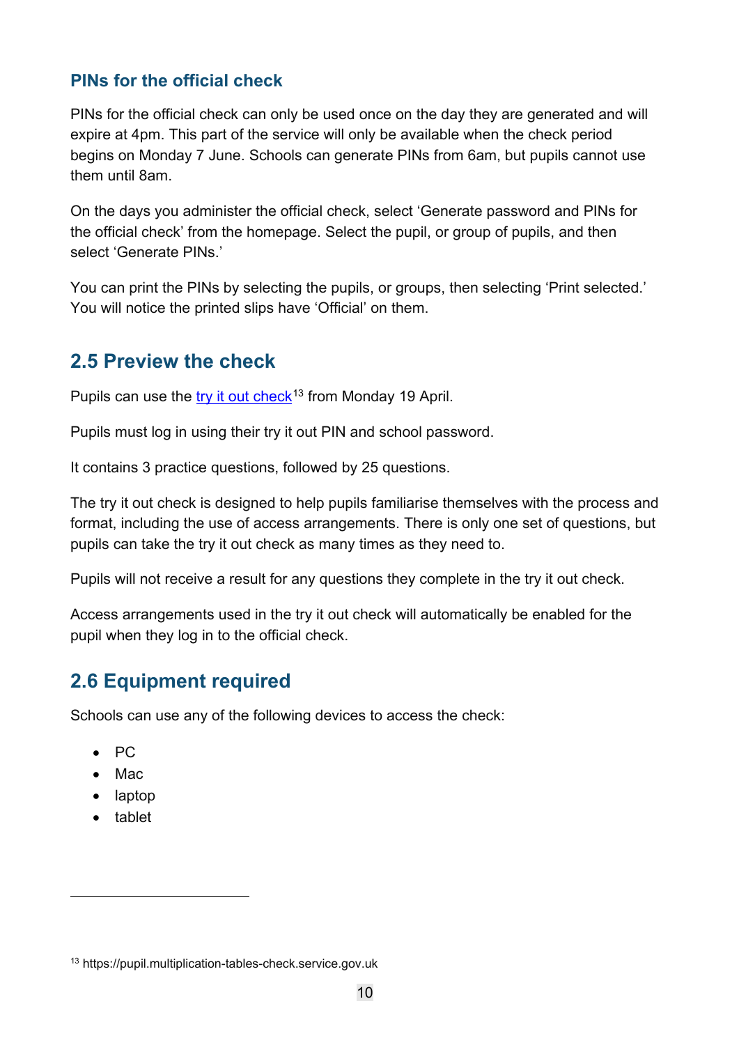### PINs for the official check

PINs for the official check can only be used once on the day they are generated and will expire at 4pm. This part of the service will only be available when the check period begins on Monday 7 June. Schools can generate PINs from 6am, but pupils cannot use them until 8am.

On the days you administer the official check, select 'Generate password and PINs for the official check' from the homepage. Select the pupil, or group of pupils, and then select 'Generate PINs.'

You can print the PINs by selecting the pupils, or groups, then selecting 'Print selected.' You will notice the printed slips have 'Official' on them.

## 2.5 Preview the check

Pupils can use the try it out check[13] from Monday 19 April.

Pupils must log in using their try it out PIN and school password.

It contains 3 practice questions, followed by 25 questions.

The try it out check is designed to help pupils familiarise themselves with the process and format, including the use of access arrangements. There is only one set of questions, but pupils can take the try it out check as many times as they need to.

Pupils will not receive a result for any questions they complete in the try it out check.

Access arrangements used in the try it out check will automatically be enabled for the pupil when they log in to the official check.

## 2.6 Equipment required

Schools can use any of the following devices to access the check:

- PC
- Mac
- laptop
- tablet

[13] https://pupil.multiplication-tables-check.service.gov.uk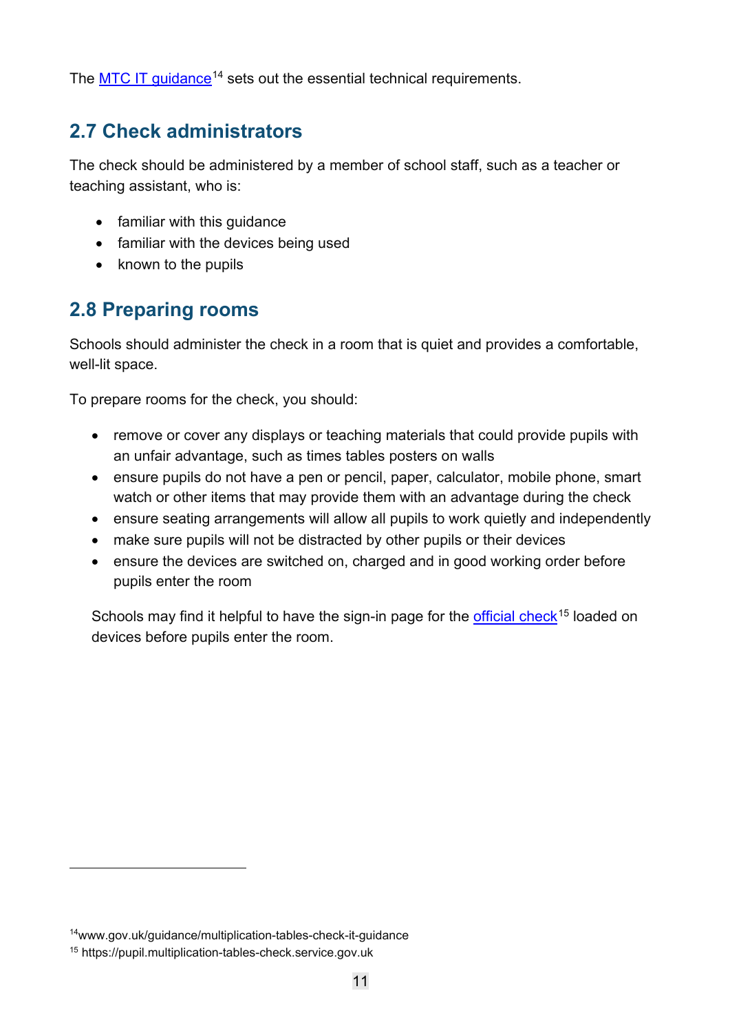The MTC IT guidance[14] sets out the essential technical requirements.

## 2.7 Check administrators

The check should be administered by a member of school staff, such as a teacher or teaching assistant, who is:

- familiar with this guidance
- familiar with the devices being used
- known to the pupils

## 2.8 Preparing rooms

Schools should administer the check in a room that is quiet and provides a comfortable, well-lit space.

To prepare rooms for the check, you should:

- remove or cover any displays or teaching materials that could provide pupils with an unfair advantage, such as times tables posters on walls
- ensure pupils do not have a pen or pencil, paper, calculator, mobile phone, smart watch or other items that may provide them with an advantage during the check
- ensure seating arrangements will allow all pupils to work quietly and independently
- make sure pupils will not be distracted by other pupils or their devices
- ensure the devices are switched on, charged and in good working order before pupils enter the room

Schools may find it helpful to have the sign-in page for the official check[15] loaded on devices before pupils enter the room.

---

[14] www.gov.uk/guidance/multiplication-tables-check-it-guidance

[15] https://pupil.multiplication-tables-check.service.gov.uk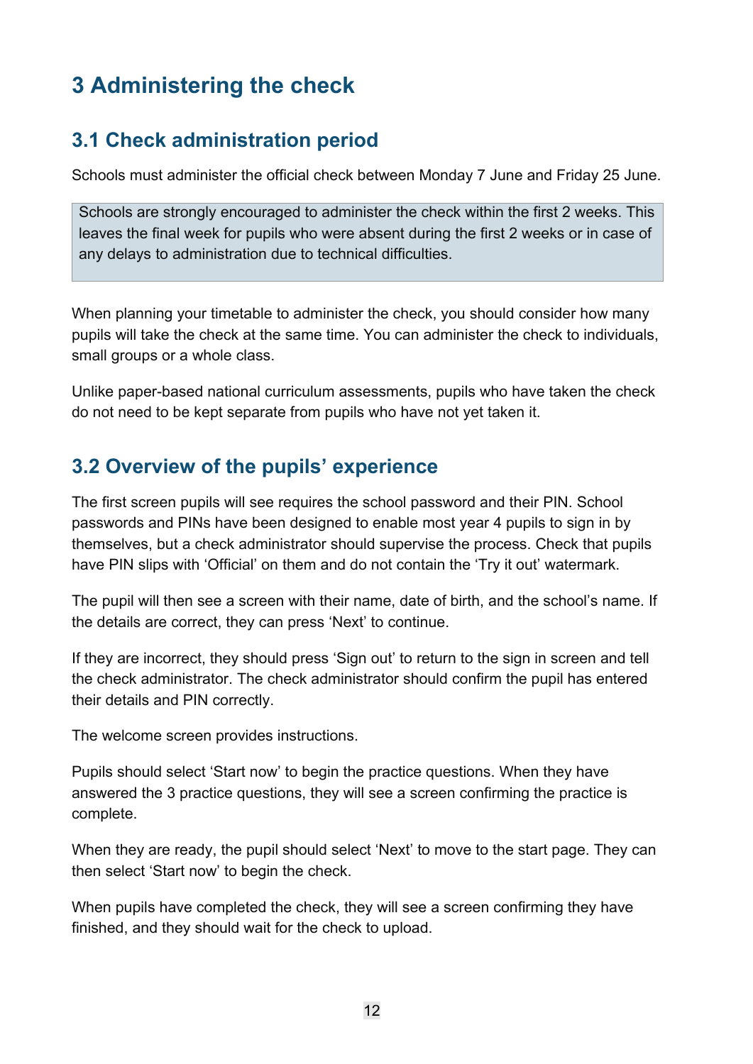# 3 Administering the check

## 3.1 Check administration period

Schools must administer the official check between Monday 7 June and Friday 25 June.

> Schools are strongly encouraged to administer the check within the first 2 weeks. This leaves the final week for pupils who were absent during the first 2 weeks or in case of any delays to administration due to technical difficulties.

When planning your timetable to administer the check, you should consider how many pupils will take the check at the same time. You can administer the check to individuals, small groups or a whole class.

Unlike paper-based national curriculum assessments, pupils who have taken the check do not need to be kept separate from pupils who have not yet taken it.

## 3.2 Overview of the pupils' experience

The first screen pupils will see requires the school password and their PIN. School passwords and PINs have been designed to enable most year 4 pupils to sign in by themselves, but a check administrator should supervise the process. Check that pupils have PIN slips with 'Official' on them and do not contain the 'Try it out' watermark.

The pupil will then see a screen with their name, date of birth, and the school's name. If the details are correct, they can press 'Next' to continue.

If they are incorrect, they should press 'Sign out' to return to the sign in screen and tell the check administrator. The check administrator should confirm the pupil has entered their details and PIN correctly.

The welcome screen provides instructions.

Pupils should select 'Start now' to begin the practice questions. When they have answered the 3 practice questions, they will see a screen confirming the practice is complete.

When they are ready, the pupil should select 'Next' to move to the start page. They can then select 'Start now' to begin the check.

When pupils have completed the check, they will see a screen confirming they have finished, and they should wait for the check to upload.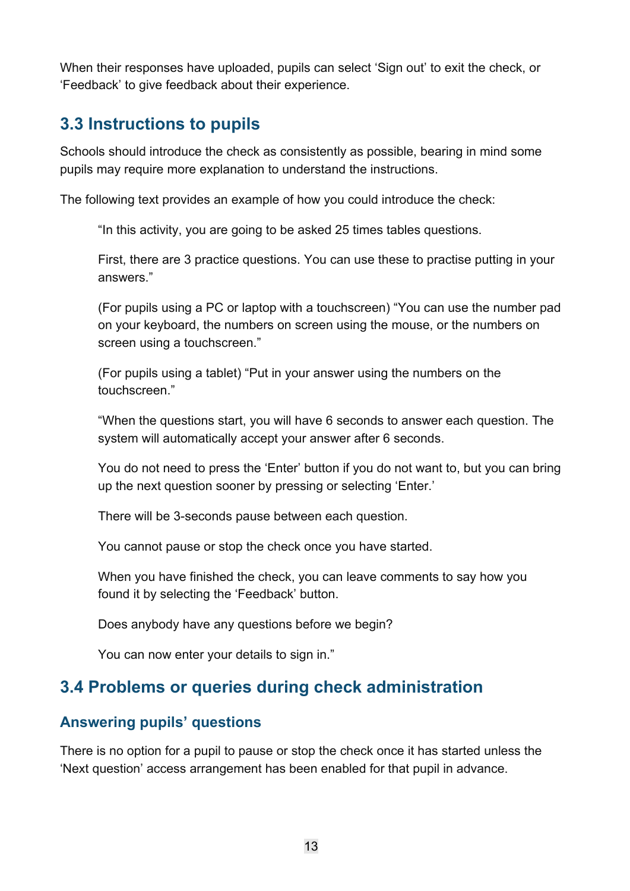When their responses have uploaded, pupils can select ‘Sign out’ to exit the check, or ‘Feedback’ to give feedback about their experience.

## 3.3 Instructions to pupils

Schools should introduce the check as consistently as possible, bearing in mind some pupils may require more explanation to understand the instructions.

The following text provides an example of how you could introduce the check:

> “In this activity, you are going to be asked 25 times tables questions.
>
> First, there are 3 practice questions. You can use these to practise putting in your answers.”
>
> (For pupils using a PC or laptop with a touchscreen) “You can use the number pad on your keyboard, the numbers on screen using the mouse, or the numbers on screen using a touchscreen.”
>
> (For pupils using a tablet) “Put in your answer using the numbers on the touchscreen.”
>
> “When the questions start, you will have 6 seconds to answer each question. The system will automatically accept your answer after 6 seconds.
>
> You do not need to press the ‘Enter’ button if you do not want to, but you can bring up the next question sooner by pressing or selecting ‘Enter.’
>
> There will be 3-seconds pause between each question.
>
> You cannot pause or stop the check once you have started.
>
> When you have finished the check, you can leave comments to say how you found it by selecting the ‘Feedback’ button.
>
> Does anybody have any questions before we begin?
>
> You can now enter your details to sign in.”

## 3.4 Problems or queries during check administration

### Answering pupils’ questions

There is no option for a pupil to pause or stop the check once it has started unless the ‘Next question’ access arrangement has been enabled for that pupil in advance.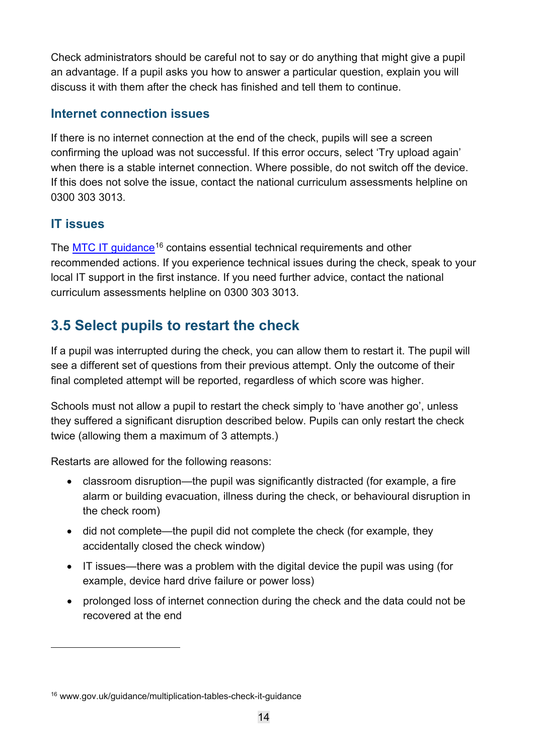Check administrators should be careful not to say or do anything that might give a pupil an advantage. If a pupil asks you how to answer a particular question, explain you will discuss it with them after the check has finished and tell them to continue.

### Internet connection issues

If there is no internet connection at the end of the check, pupils will see a screen confirming the upload was not successful. If this error occurs, select 'Try upload again' when there is a stable internet connection. Where possible, do not switch off the device. If this does not solve the issue, contact the national curriculum assessments helpline on 0300 303 3013.

### IT issues

The MTC IT guidance[16] contains essential technical requirements and other recommended actions. If you experience technical issues during the check, speak to your local IT support in the first instance. If you need further advice, contact the national curriculum assessments helpline on 0300 303 3013.

## 3.5 Select pupils to restart the check

If a pupil was interrupted during the check, you can allow them to restart it. The pupil will see a different set of questions from their previous attempt. Only the outcome of their final completed attempt will be reported, regardless of which score was higher.

Schools must not allow a pupil to restart the check simply to 'have another go', unless they suffered a significant disruption described below. Pupils can only restart the check twice (allowing them a maximum of 3 attempts.)

Restarts are allowed for the following reasons:

- classroom disruption—the pupil was significantly distracted (for example, a fire alarm or building evacuation, illness during the check, or behavioural disruption in the check room)
- did not complete—the pupil did not complete the check (for example, they accidentally closed the check window)
- IT issues—there was a problem with the digital device the pupil was using (for example, device hard drive failure or power loss)
- prolonged loss of internet connection during the check and the data could not be recovered at the end

---

[16] www.gov.uk/guidance/multiplication-tables-check-it-guidance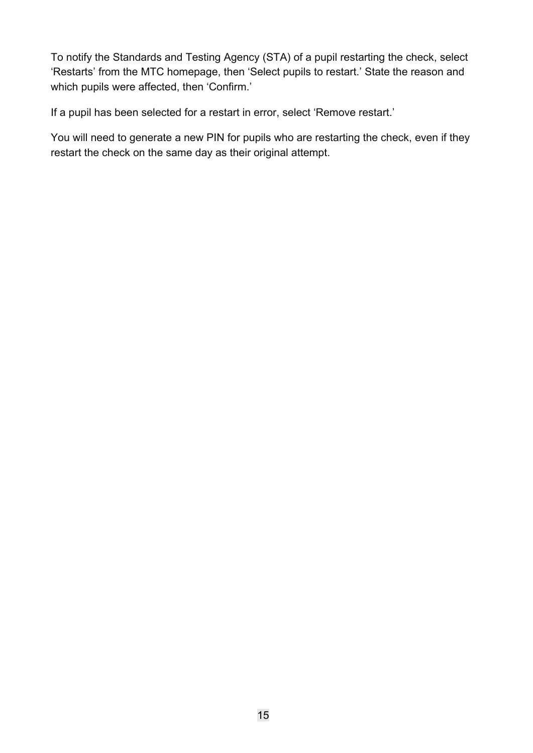To notify the Standards and Testing Agency (STA) of a pupil restarting the check, select ‘Restarts’ from the MTC homepage, then ‘Select pupils to restart.’ State the reason and which pupils were affected, then ‘Confirm.’

If a pupil has been selected for a restart in error, select ‘Remove restart.’

You will need to generate a new PIN for pupils who are restarting the check, even if they restart the check on the same day as their original attempt.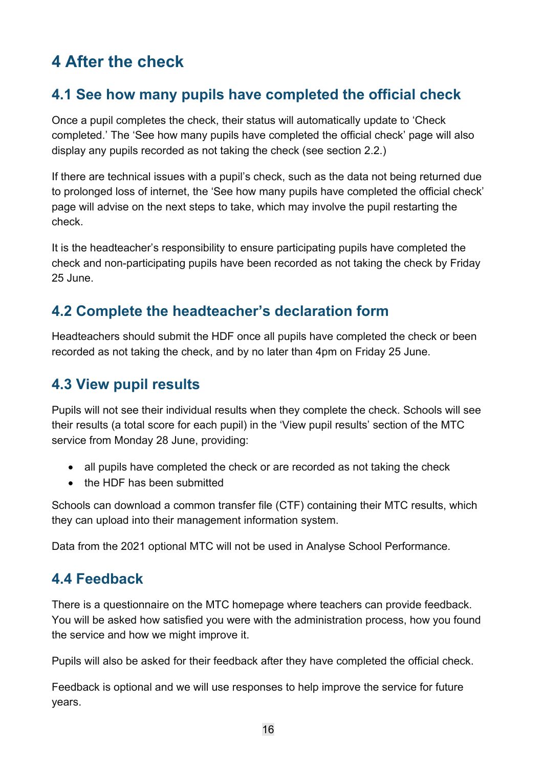# 4 After the check

## 4.1 See how many pupils have completed the official check

Once a pupil completes the check, their status will automatically update to 'Check completed.' The 'See how many pupils have completed the official check' page will also display any pupils recorded as not taking the check (see section 2.2.)

If there are technical issues with a pupil's check, such as the data not being returned due to prolonged loss of internet, the 'See how many pupils have completed the official check' page will advise on the next steps to take, which may involve the pupil restarting the check.

It is the headteacher's responsibility to ensure participating pupils have completed the check and non-participating pupils have been recorded as not taking the check by Friday 25 June.

## 4.2 Complete the headteacher's declaration form

Headteachers should submit the HDF once all pupils have completed the check or been recorded as not taking the check, and by no later than 4pm on Friday 25 June.

## 4.3 View pupil results

Pupils will not see their individual results when they complete the check. Schools will see their results (a total score for each pupil) in the 'View pupil results' section of the MTC service from Monday 28 June, providing:

- all pupils have completed the check or are recorded as not taking the check
- the HDF has been submitted

Schools can download a common transfer file (CTF) containing their MTC results, which they can upload into their management information system.

Data from the 2021 optional MTC will not be used in Analyse School Performance.

## 4.4 Feedback

There is a questionnaire on the MTC homepage where teachers can provide feedback. You will be asked how satisfied you were with the administration process, how you found the service and how we might improve it.

Pupils will also be asked for their feedback after they have completed the official check.

Feedback is optional and we will use responses to help improve the service for future years.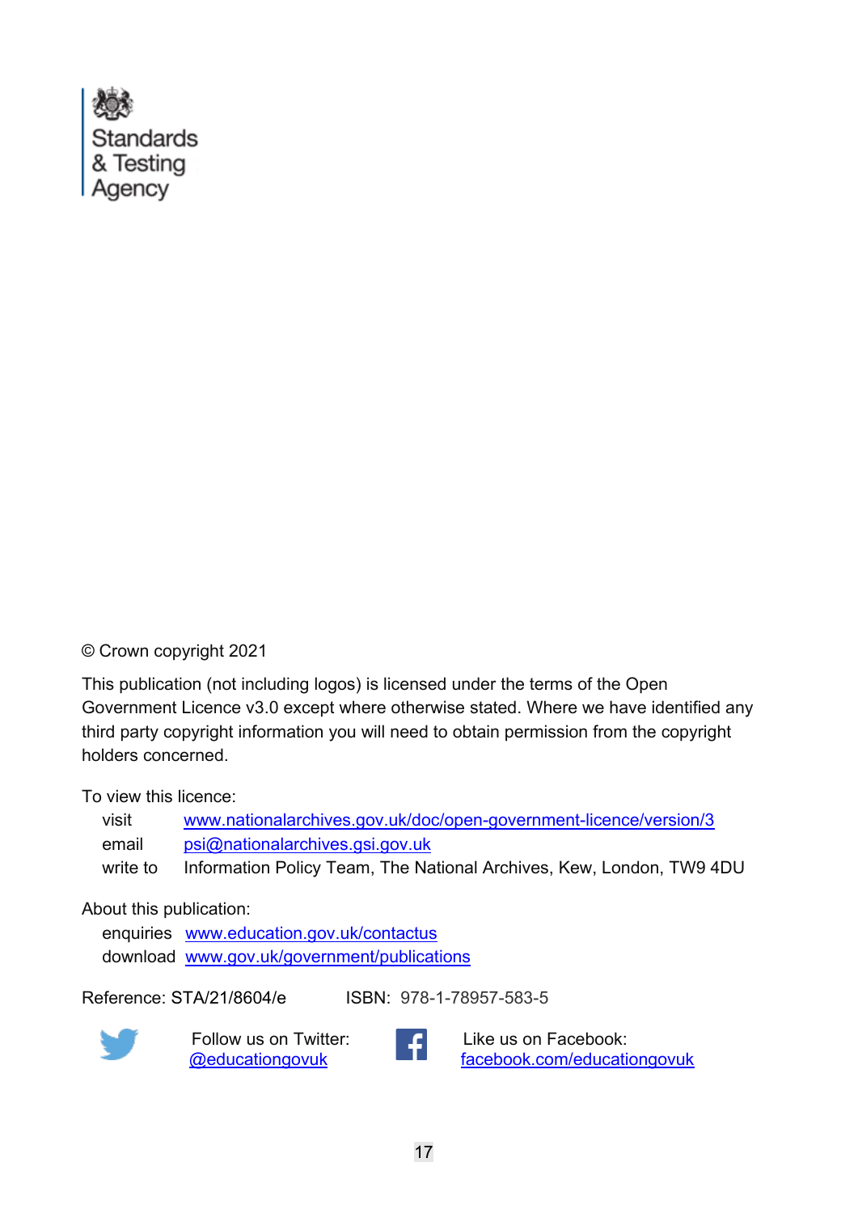Standards & Testing Agency

© Crown copyright 2021

This publication (not including logos) is licensed under the terms of the Open Government Licence v3.0 except where otherwise stated. Where we have identified any third party copyright information you will need to obtain permission from the copyright holders concerned.

To view this licence:

| | |
|---|---|
| visit | www.nationalarchives.gov.uk/doc/open-government-licence/version/3 |
| email | psi@nationalarchives.gsi.gov.uk |
| write to | Information Policy Team, The National Archives, Kew, London, TW9 4DU |

About this publication:

| | |
|---|---|
| enquiries | www.education.gov.uk/contactus |
| download | www.gov.uk/government/publications |

Reference: STA/21/8604/e ISBN: 978-1-78957-583-5

Follow us on Twitter: @educationgovuk

Like us on Facebook: facebook.com/educationgovuk